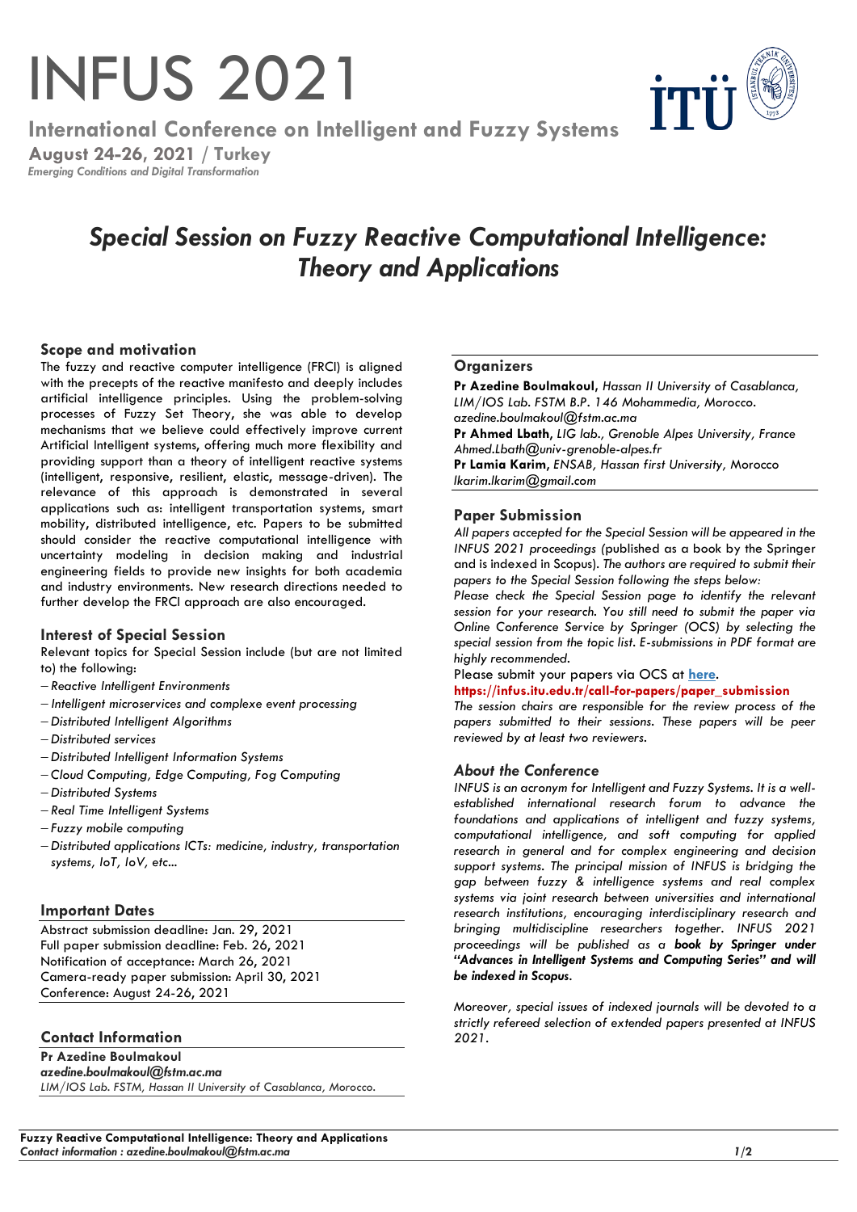# INFUS 2021

**International Conference on Intelligent and Fuzzy Systems**

**August 24-26, 2021 / Turkey**

*Emerging Conditions and Digital Transformation*

## *Special Session on Fuzzy Reactive Computational Intelligence: Theory and Applications*

### Scope and motivation

The fuzzy and reactive computer intelligence (FRCI) is aligned with the precepts of the reactive manifesto and deeply includes artificial intelligence principles. Using the problem-solving processes of Fuzzy Set Theory, she was able to develop mechanisms that we believe could effectively improve current Artificial Intelligent systems, offering much more flexibility and providing support than a theory of intelligent reactive systems (intelligent, responsive, resilient, elastic, message-driven). The relevance of this approach is demonstrated in several applications such as: intelligent transportation systems, smart mobility, distributed intelligence, etc. Papers to be submitted should consider the reactive computational intelligence with uncertainty modeling in decision making and industrial engineering fields to provide new insights for both academia and industry environments. New research directions needed to further develop the FRCI approach are also encouraged.

### Interest of Special Session

Relevant topics for Special Session include (but are not limited to) the following:

- *Reactive Intelligent Environments*
- *Intelligent microservices and complexe event processing*
- *Distributed Intelligent Algorithms*
- *Distributed services*
- *Distributed Intelligent Information Systems*
- *Cloud Computing, Edge Computing, Fog Computing*
- *Distributed Systems*
- *Real Time Intelligent Systems*
- *Fuzzy mobile computing*
- *Distributed applications ICTs: medicine, industry, transportation systems, IoT, IoV, etc...*

### Important Dates

Abstract submission deadline: Jan. 29, 2021
Full paper submission deadline: Feb. 26, 2021
Notification of acceptance: March 26, 2021
Camera-ready paper submission: April 30, 2021
Conference: August 24-26, 2021

### Contact Information

**Pr Azedine Boulmakoul**
***azedine.boulmakoul@fstm.ac.ma***
*LIM/IOS Lab. FSTM, Hassan II University of Casablanca, Morocco.*

### Organizers

**Pr Azedine Boulmakoul**, *Hassan II University of Casablanca, LIM/IOS Lab. FSTM B.P. 146 Mohammedia, Morocco.*
*azedine.boulmakoul@fstm.ac.ma*
**Pr Ahmed Lbath**, *LIG lab., Grenoble Alpes University, France*
*Ahmed.Lbath@univ-grenoble-alpes.fr*
**Pr Lamia Karim**, *ENSAB, Hassan first University,* Morocco
*lkarim.lkarim@gmail.com*

### Paper Submission

*All papers accepted for the Special Session will be appeared in the INFUS 2021 proceedings (*published as a book by the Springer and is indexed in Scopus). *The authors are required to submit their papers to the Special Session following the steps below:*

*Please check the Special Session page to identify the relevant session for your research. You still need to submit the paper via Online Conference Service by Springer (OCS) by selecting the special session from the topic list. E-submissions in PDF format are highly recommended.*

Please submit your papers via OCS at **here**.

**https://infus.itu.edu.tr/call-for-papers/paper_submission**

*The session chairs are responsible for the review process of the papers submitted to their sessions. These papers will be peer reviewed by at least two reviewers.*

### *About the Conference*

*INFUS is an acronym for Intelligent and Fuzzy Systems. It is a well-established international research forum to advance the foundations and applications of intelligent and fuzzy systems, computational intelligence, and soft computing for applied research in general and for complex engineering and decision support systems. The principal mission of INFUS is bridging the gap between fuzzy & intelligence systems and real complex systems via joint research between universities and international research institutions, encouraging interdisciplinary research and bringing multidiscipline researchers together. INFUS 2021 proceedings will be published as a* ***book by Springer under "Advances in Intelligent Systems and Computing Series" and will be indexed in Scopus****.*

*Moreover, special issues of indexed journals will be devoted to a strictly refereed selection of extended papers presented at INFUS 2021.*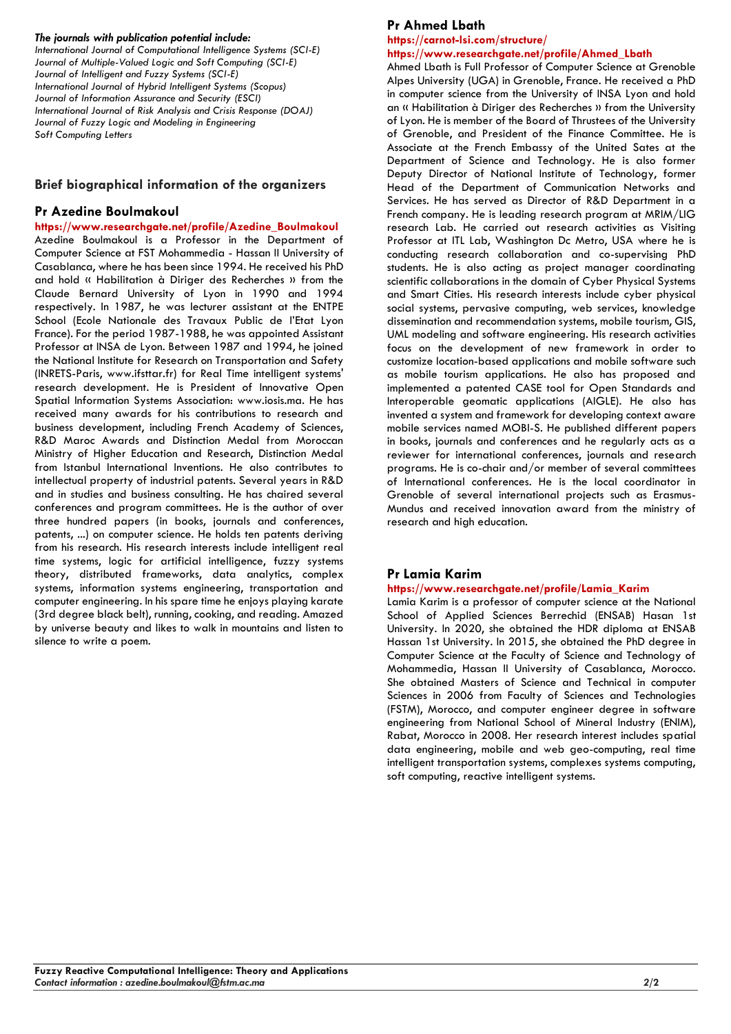***The journals with publication potential include:***

*International Journal of Computational Intelligence Systems (SCI-E)*
*Journal of Multiple-Valued Logic and Soft Computing (SCI-E)*
*Journal of Intelligent and Fuzzy Systems (SCI-E)*
*International Journal of Hybrid Intelligent Systems (Scopus)*
*Journal of Information Assurance and Security (ESCI)*
*International Journal of Risk Analysis and Crisis Response (DOAJ)*
*Journal of Fuzzy Logic and Modeling in Engineering*
*Soft Computing Letters*

## Brief biographical information of the organizers

### Pr Azedine Boulmakoul

**https://www.researchgate.net/profile/Azedine_Boulmakoul**

Azedine Boulmakoul is a Professor in the Department of Computer Science at FST Mohammedia - Hassan II University of Casablanca, where he has been since 1994. He received his PhD and hold « Habilitation à Diriger des Recherches » from the Claude Bernard University of Lyon in 1990 and 1994 respectively. In 1987, he was lecturer assistant at the ENTPE School (Ecole Nationale des Travaux Public de l'Etat Lyon France). For the period 1987-1988, he was appointed Assistant Professor at INSA de Lyon. Between 1987 and 1994, he joined the National Institute for Research on Transportation and Safety (INRETS-Paris, www.ifsttar.fr) for Real Time intelligent systems' research development. He is President of Innovative Open Spatial Information Systems Association: www.iosis.ma. He has received many awards for his contributions to research and business development, including French Academy of Sciences, R&D Maroc Awards and Distinction Medal from Moroccan Ministry of Higher Education and Research, Distinction Medal from Istanbul International Inventions. He also contributes to intellectual property of industrial patents. Several years in R&D and in studies and business consulting. He has chaired several conferences and program committees. He is the author of over three hundred papers (in books, journals and conferences, patents, ...) on computer science. He holds ten patents deriving from his research. His research interests include intelligent real time systems, logic for artificial intelligence, fuzzy systems theory, distributed frameworks, data analytics, complex systems, information systems engineering, transportation and computer engineering. In his spare time he enjoys playing karate (3rd degree black belt), running, cooking, and reading. Amazed by universe beauty and likes to walk in mountains and listen to silence to write a poem.

### Pr Ahmed Lbath

**https://carnot-lsi.com/structure/**
**https://www.researchgate.net/profile/Ahmed_Lbath**

Ahmed Lbath is Full Professor of Computer Science at Grenoble Alpes University (UGA) in Grenoble, France. He received a PhD in computer science from the University of INSA Lyon and hold an « Habilitation à Diriger des Recherches » from the University of Lyon. He is member of the Board of Thrustees of the University of Grenoble, and President of the Finance Committee. He is Associate at the French Embassy of the United Sates at the Department of Science and Technology. He is also former Deputy Director of National Institute of Technology, former Head of the Department of Communication Networks and Services. He has served as Director of R&D Department in a French company. He is leading research program at MRIM/LIG research Lab. He carried out research activities as Visiting Professor at ITL Lab, Washington Dc Metro, USA where he is conducting research collaboration and co-supervising PhD students. He is also acting as project manager coordinating scientific collaborations in the domain of Cyber Physical Systems and Smart Cities. His research interests include cyber physical social systems, pervasive computing, web services, knowledge dissemination and recommendation systems, mobile tourism, GIS, UML modeling and software engineering. His research activities focus on the development of new framework in order to customize location-based applications and mobile software such as mobile tourism applications. He also has proposed and implemented a patented CASE tool for Open Standards and Interoperable geomatic applications (AIGLE). He also has invented a system and framework for developing context aware mobile services named MOBI-S. He published different papers in books, journals and conferences and he regularly acts as a reviewer for international conferences, journals and research programs. He is co-chair and/or member of several committees of International conferences. He is the local coordinator in Grenoble of several international projects such as Erasmus-Mundus and received innovation award from the ministry of research and high education.

### Pr Lamia Karim

**https://www.researchgate.net/profile/Lamia_Karim**

Lamia Karim is a professor of computer science at the National School of Applied Sciences Berrechid (ENSAB) Hasan 1st University. In 2020, she obtained the HDR diploma at ENSAB Hassan 1st University. In 2015, she obtained the PhD degree in Computer Science at the Faculty of Science and Technology of Mohammedia, Hassan II University of Casablanca, Morocco. She obtained Masters of Science and Technical in computer Sciences in 2006 from Faculty of Sciences and Technologies (FSTM), Morocco, and computer engineer degree in software engineering from National School of Mineral Industry (ENIM), Rabat, Morocco in 2008. Her research interest includes spatial data engineering, mobile and web geo-computing, real time intelligent transportation systems, complexes systems computing, soft computing, reactive intelligent systems.